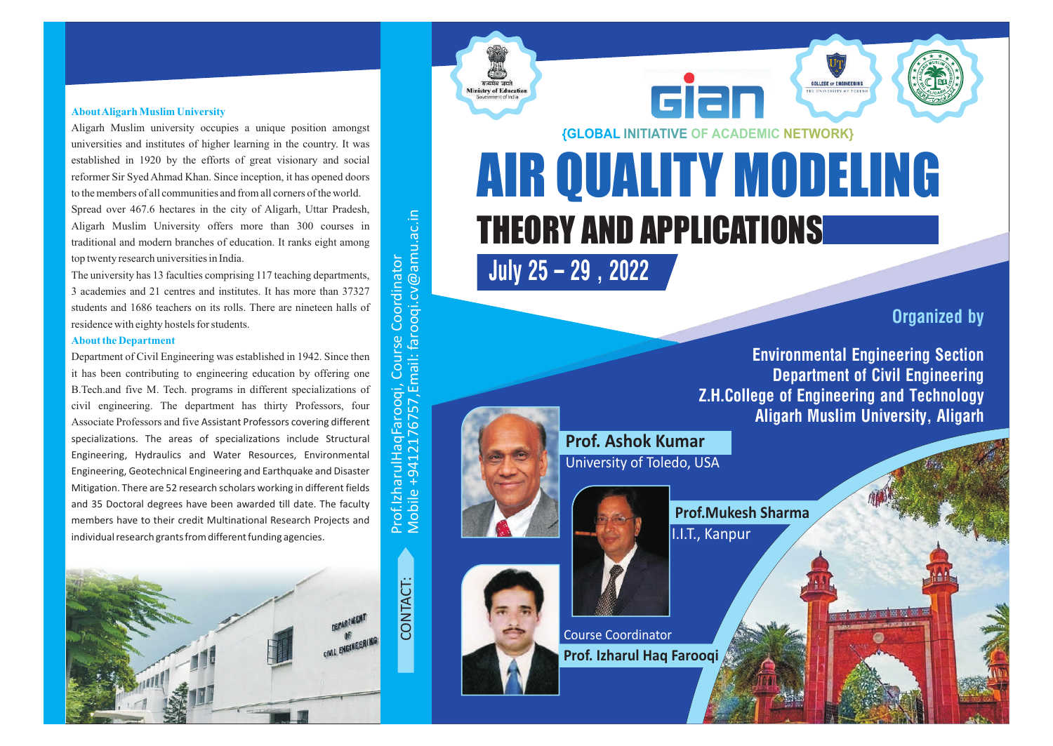### About Aligarh Muslim University

Aligarh Muslim university occupies a unique position amongst universities and institutes of higher learning in the country. It was established in 1920 by the efforts of great visionary and social reformer Sir Syed Ahmad Khan. Since inception, it has opened doors to the members of all communities and from all corners of the world.

Spread over 467.6 hectares in the city of Aligarh, Uttar Pradesh, Aligarh Muslim University offers more than 300 courses in traditional and modern branches of education. It ranks eight among top twenty research universities in India.

The university has 13 faculties comprising 117 teaching departments, 3 academies and 21 centres and institutes. It has more than 37327 students and 1686 teachers on its rolls. There are nineteen halls of residence with eighty hostels for students.

### About the Department

Department of Civil Engineering was established in 1942. Since then it has been contributing to engineering education by offering one B.Tech.and five M. Tech. programs in different specializations of civil engineering. The department has thirty Professors, four Associate Professors and five Assistant Professors covering different specializations. The areas of specializations include Structural Engineering, Hydraulics and Water Resources, Environmental Engineering, Geotechnical Engineering and Earthquake and Disaster Mitigation. There are 52 research scholars working in different fields and 35 Doctoral degrees have been awarded till date. The faculty members have to their credit Multinational Research Projects and individual research grants from different funding agencies.

CONTACT: Prof.IzharulHaqFarooqi, Course Coordinator
Mobile +9412176757,Email: farooqi.cv@amu.ac.in

Ministry of Education, Government of India

gian

{GLOBAL INITIATIVE OF ACADEMIC NETWORK}

# AIR QUALITY MODELING

## THEORY AND APPLICATIONS

**July 25 – 29 , 2022**

### Organized by

**Environmental Engineering Section**
**Department of Civil Engineering**
**Z.H.College of Engineering and Technology**
**Aligarh Muslim University, Aligarh**

**Prof. Ashok Kumar**
University of Toledo, USA

**Prof.Mukesh Sharma**
I.I.T., Kanpur

Course Coordinator
**Prof. Izharul Haq Farooqi**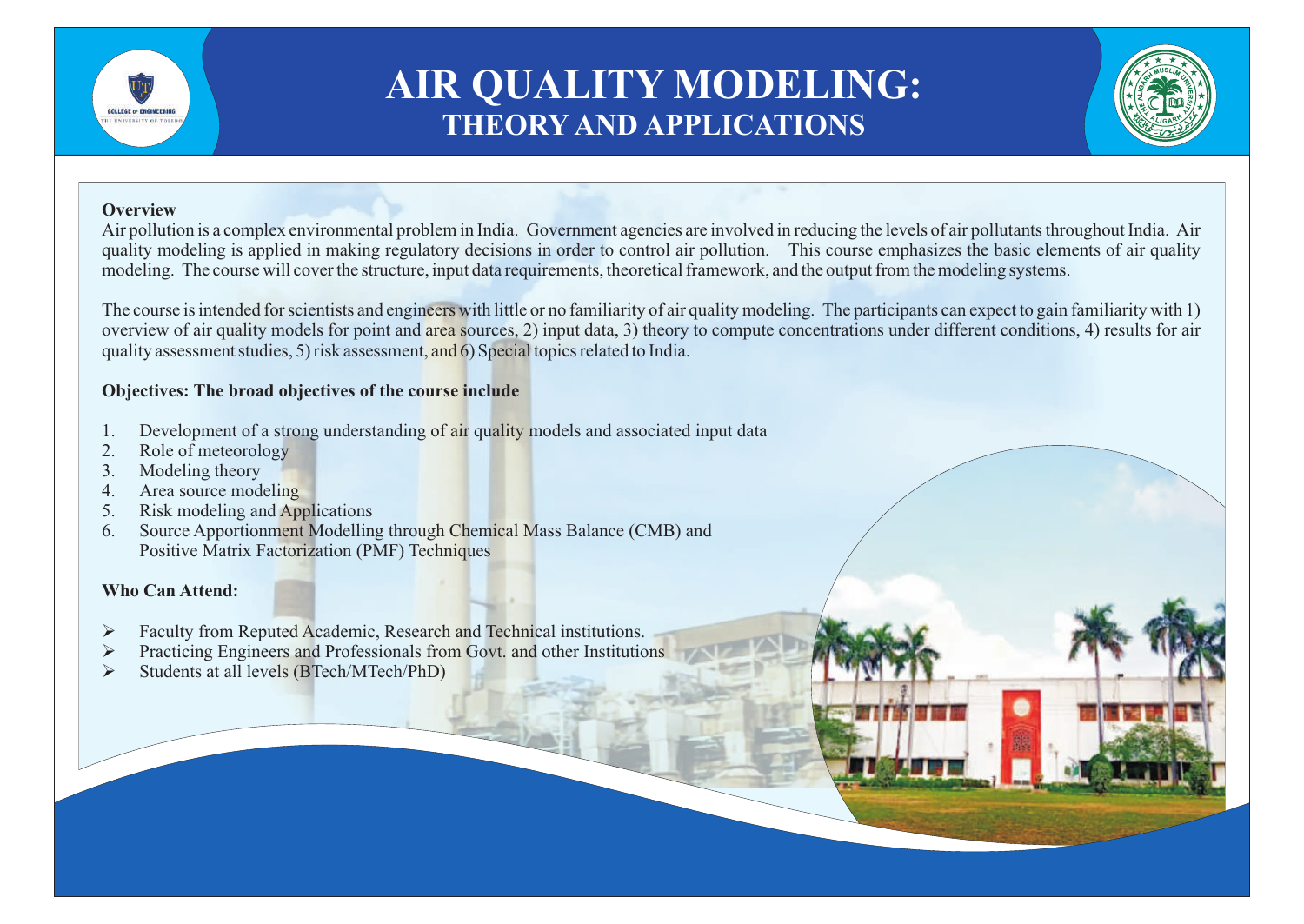# AIR QUALITY MODELING:
## THEORY AND APPLICATIONS

**Overview**

Air pollution is a complex environmental problem in India. Government agencies are involved in reducing the levels of air pollutants throughout India. Air quality modeling is applied in making regulatory decisions in order to control air pollution. This course emphasizes the basic elements of air quality modeling. The course will cover the structure, input data requirements, theoretical framework, and the output from the modeling systems.

The course is intended for scientists and engineers with little or no familiarity of air quality modeling. The participants can expect to gain familiarity with 1) overview of air quality models for point and area sources, 2) input data, 3) theory to compute concentrations under different conditions, 4) results for air quality assessment studies, 5) risk assessment, and 6) Special topics related to India.

**Objectives: The broad objectives of the course include**

1. Development of a strong understanding of air quality models and associated input data
2. Role of meteorology
3. Modeling theory
4. Area source modeling
5. Risk modeling and Applications
6. Source Apportionment Modelling through Chemical Mass Balance (CMB) and Positive Matrix Factorization (PMF) Techniques

**Who Can Attend:**

- Faculty from Reputed Academic, Research and Technical institutions.
- Practicing Engineers and Professionals from Govt. and other Institutions
- Students at all levels (BTech/MTech/PhD)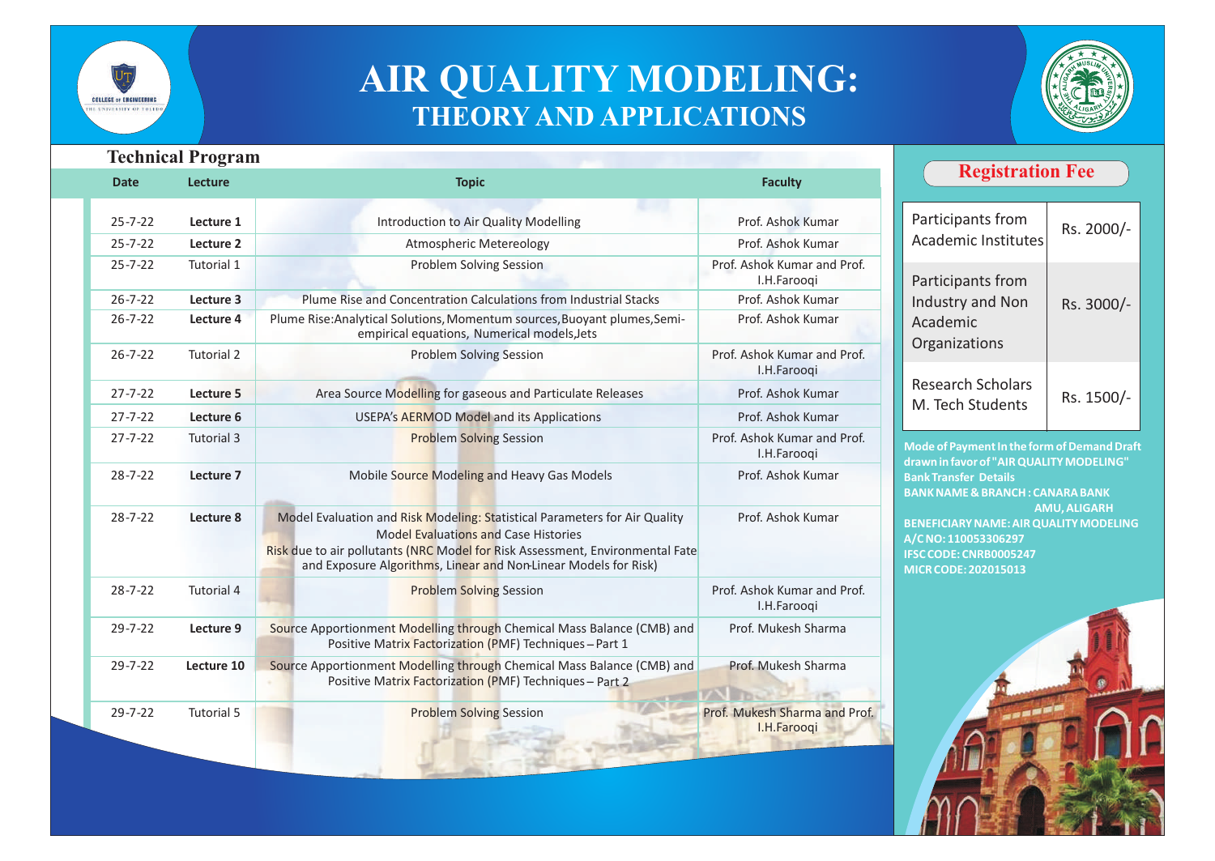# AIR QUALITY MODELING:
## THEORY AND APPLICATIONS

### Technical Program

| Date | Lecture | Topic | Faculty |
|---|---|---|---|
| 25-7-22 | **Lecture 1** | Introduction to Air Quality Modelling | Prof. Ashok Kumar |
| 25-7-22 | **Lecture 2** | Atmospheric Metereology | Prof. Ashok Kumar |
| 25-7-22 | Tutorial 1 | Problem Solving Session | Prof. Ashok Kumar and Prof. I.H.Farooqi |
| 26-7-22 | **Lecture 3** | Plume Rise and Concentration Calculations from Industrial Stacks | Prof. Ashok Kumar |
| 26-7-22 | **Lecture 4** | Plume Rise:Analytical Solutions, Momentum sources, Buoyant plumes, Semi-empirical equations, Numerical models, Jets | Prof. Ashok Kumar |
| 26-7-22 | Tutorial 2 | Problem Solving Session | Prof. Ashok Kumar and Prof. I.H.Farooqi |
| 27-7-22 | **Lecture 5** | Area Source Modelling for gaseous and Particulate Releases | Prof. Ashok Kumar |
| 27-7-22 | **Lecture 6** | USEPA's AERMOD Model and its Applications | Prof. Ashok Kumar |
| 27-7-22 | Tutorial 3 | Problem Solving Session | Prof. Ashok Kumar and Prof. I.H.Farooqi |
| 28-7-22 | **Lecture 7** | Mobile Source Modeling and Heavy Gas Models | Prof. Ashok Kumar |
| 28-7-22 | **Lecture 8** | Model Evaluation and Risk Modeling: Statistical Parameters for Air Quality Model Evaluations and Case Histories<br>Risk due to air pollutants (NRC Model for Risk Assessment, Environmental Fate and Exposure Algorithms, Linear and Non-Linear Models for Risk) | Prof. Ashok Kumar |
| 28-7-22 | Tutorial 4 | Problem Solving Session | Prof. Ashok Kumar and Prof. I.H.Farooqi |
| 29-7-22 | **Lecture 9** | Source Apportionment Modelling through Chemical Mass Balance (CMB) and Positive Matrix Factorization (PMF) Techniques – Part 1 | Prof. Mukesh Sharma |
| 29-7-22 | **Lecture 10** | Source Apportionment Modelling through Chemical Mass Balance (CMB) and Positive Matrix Factorization (PMF) Techniques – Part 2 | Prof. Mukesh Sharma |
| 29-7-22 | Tutorial 5 | Problem Solving Session | Prof. Mukesh Sharma and Prof. I.H.Farooqi |

### Registration Fee

| | |
|---|---|
| Participants from Academic Institutes | Rs. 2000/- |
| Participants from Industry and Non Academic Organizations | Rs. 3000/- |
| Research Scholars M. Tech Students | Rs. 1500/- |

**Mode of Payment In the form of Demand Draft drawn in favor of "AIR QUALITY MODELING"**

**Bank Transfer Details**

**BANK NAME & BRANCH : CANARA BANK AMU, ALIGARH**

**BENEFICIARY NAME: AIR QUALITY MODELING**

**A/C NO: 110053306297**

**IFSC CODE: CNRB0005247**

**MICR CODE: 202015013**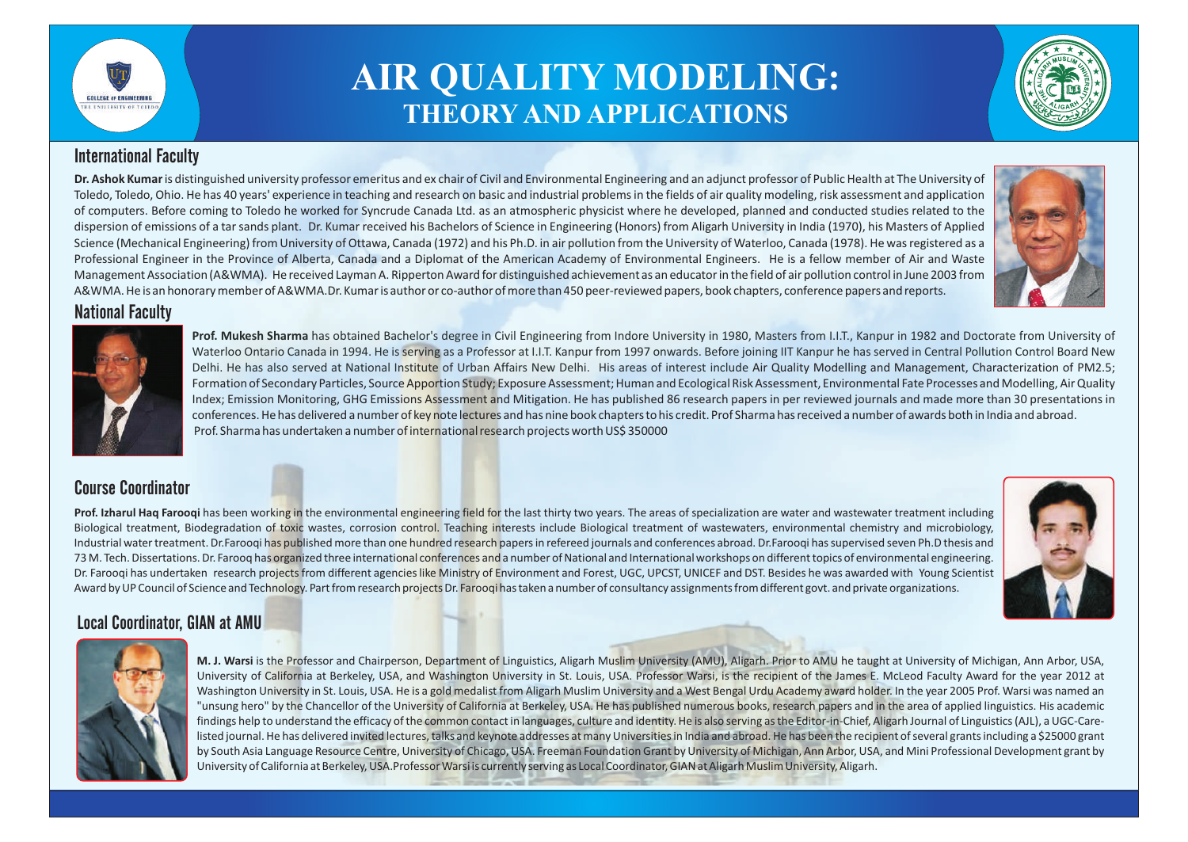# AIR QUALITY MODELING:
## THEORY AND APPLICATIONS

### International Faculty

**Dr. Ashok Kumar** is distinguished university professor emeritus and ex chair of Civil and Environmental Engineering and an adjunct professor of Public Health at The University of Toledo, Toledo, Ohio. He has 40 years' experience in teaching and research on basic and industrial problems in the fields of air quality modeling, risk assessment and application of computers. Before coming to Toledo he worked for Syncrude Canada Ltd. as an atmospheric physicist where he developed, planned and conducted studies related to the dispersion of emissions of a tar sands plant. Dr. Kumar received his Bachelors of Science in Engineering (Honors) from Aligarh University in India (1970), his Masters of Applied Science (Mechanical Engineering) from University of Ottawa, Canada (1972) and his Ph.D. in air pollution from the University of Waterloo, Canada (1978). He was registered as a Professional Engineer in the Province of Alberta, Canada and a Diplomat of the American Academy of Environmental Engineers. He is a fellow member of Air and Waste Management Association (A&WMA). He received Layman A. Ripperton Award for distinguished achievement as an educator in the field of air pollution control in June 2003 from A&WMA. He is an honorary member of A&WMA.Dr. Kumar is author or co-author of more than 450 peer-reviewed papers, book chapters, conference papers and reports.

### National Faculty

**Prof. Mukesh Sharma** has obtained Bachelor's degree in Civil Engineering from Indore University in 1980, Masters from I.I.T., Kanpur in 1982 and Doctorate from University of Waterloo Ontario Canada in 1994. He is serving as a Professor at I.I.T. Kanpur from 1997 onwards. Before joining IIT Kanpur he has served in Central Pollution Control Board New Delhi. He has also served at National Institute of Urban Affairs New Delhi. His areas of interest include Air Quality Modelling and Management, Characterization of PM2.5; Formation of Secondary Particles, Source Apportion Study; Exposure Assessment; Human and Ecological Risk Assessment, Environmental Fate Processes and Modelling, Air Quality Index; Emission Monitoring, GHG Emissions Assessment and Mitigation. He has published 86 research papers in per reviewed journals and made more than 30 presentations in conferences. He has delivered a number of key note lectures and has nine book chapters to his credit. Prof Sharma has received a number of awards both in India and abroad. Prof. Sharma has undertaken a number of international research projects worth US$ 350000

### Course Coordinator

**Prof. Izharul Haq Farooqi** has been working in the environmental engineering field for the last thirty two years. The areas of specialization are water and wastewater treatment including Biological treatment, Biodegradation of toxic wastes, corrosion control. Teaching interests include Biological treatment of wastewaters, environmental chemistry and microbiology, Industrial water treatment. Dr.Farooqi has published more than one hundred research papers in refereed journals and conferences abroad. Dr.Farooqi has supervised seven Ph.D thesis and 73 M. Tech. Dissertations. Dr. Farooq has organized three international conferences and a number of National and International workshops on different topics of environmental engineering. Dr. Farooqi has undertaken research projects from different agencies like Ministry of Environment and Forest, UGC, UPCST, UNICEF and DST. Besides he was awarded with Young Scientist Award by UP Council of Science and Technology. Part from research projects Dr. Farooqi has taken a number of consultancy assignments from different govt. and private organizations.

### Local Coordinator, GIAN at AMU

**M. J. Warsi** is the Professor and Chairperson, Department of Linguistics, Aligarh Muslim University (AMU), Aligarh. Prior to AMU he taught at University of Michigan, Ann Arbor, USA, University of California at Berkeley, USA, and Washington University in St. Louis, USA. Professor Warsi, is the recipient of the James E. McLeod Faculty Award for the year 2012 at Washington University in St. Louis, USA. He is a gold medalist from Aligarh Muslim University and a West Bengal Urdu Academy award holder. In the year 2005 Prof. Warsi was named an "unsung hero" by the Chancellor of the University of California at Berkeley, USA. He has published numerous books, research papers and in the area of applied linguistics. His academic findings help to understand the efficacy of the common contact in languages, culture and identity. He is also serving as the Editor-in-Chief, Aligarh Journal of Linguistics (AJL), a UGC-Care-listed journal. He has delivered invited lectures, talks and keynote addresses at many Universities in India and abroad. He has been the recipient of several grants including a $25000 grant by South Asia Language Resource Centre, University of Chicago, USA. Freeman Foundation Grant by University of Michigan, Ann Arbor, USA, and Mini Professional Development grant by University of California at Berkeley, USA.Professor Warsi is currently serving as Local Coordinator, GIAN at Aligarh Muslim University, Aligarh.